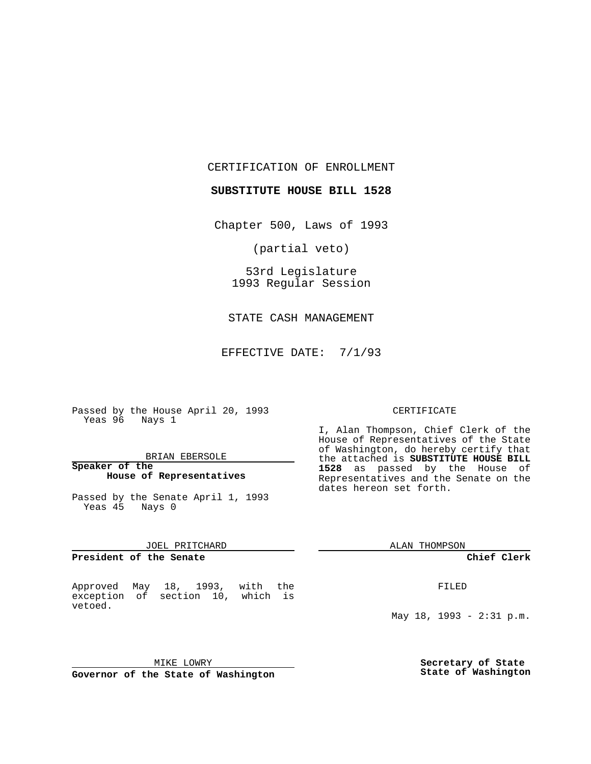CERTIFICATION OF ENROLLMENT

**SUBSTITUTE HOUSE BILL 1528**

Chapter 500, Laws of 1993

(partial veto)

53rd Legislature
1993 Regular Session

STATE CASH MANAGEMENT

EFFECTIVE DATE: 7/1/93

Passed by the House April 20, 1993
Yeas 96 Nays 1

BRIAN EBERSOLE

**Speaker of the House of Representatives**

Passed by the Senate April 1, 1993
Yeas 45 Nays 0

JOEL PRITCHARD

**President of the Senate**

Approved May 18, 1993, with the exception of section 10, which is vetoed.

MIKE LOWRY

**Governor of the State of Washington**

CERTIFICATE

I, Alan Thompson, Chief Clerk of the House of Representatives of the State of Washington, do hereby certify that the attached is **SUBSTITUTE HOUSE BILL 1528** as passed by the House of Representatives and the Senate on the dates hereon set forth.

ALAN THOMPSON

**Chief Clerk**

FILED

May 18, 1993 - 2:31 p.m.

**Secretary of State**
**State of Washington**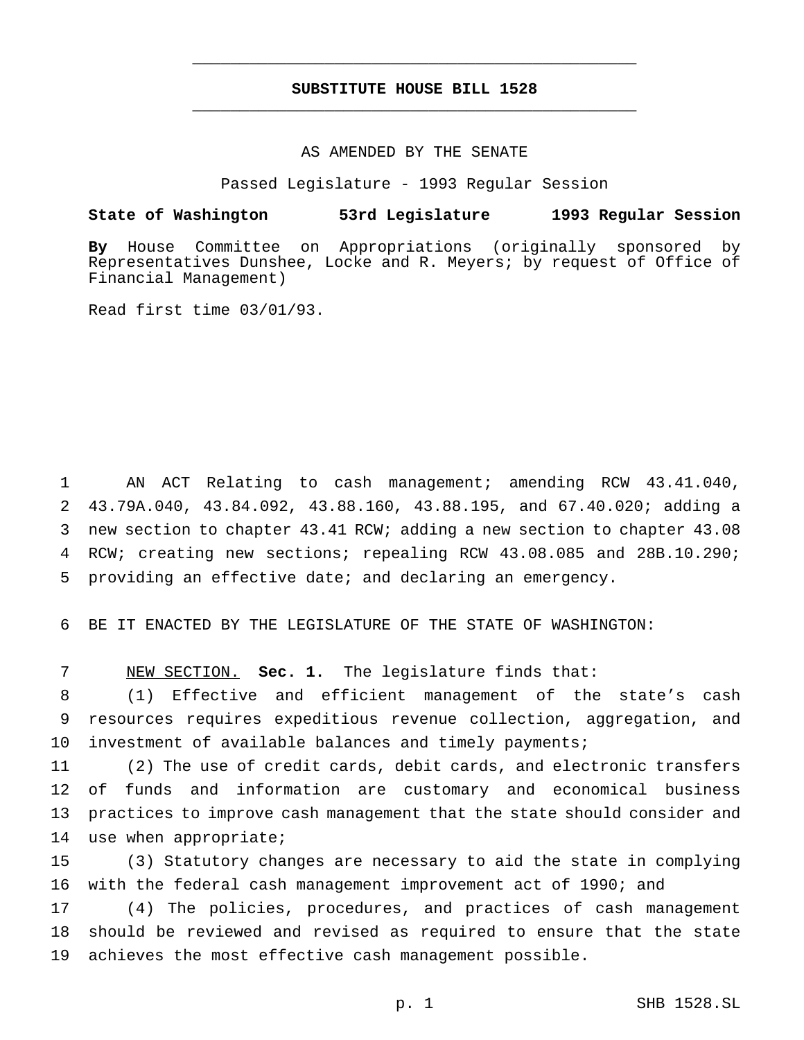# SUBSTITUTE HOUSE BILL 1528

AS AMENDED BY THE SENATE

Passed Legislature - 1993 Regular Session

**State of Washington 53rd Legislature 1993 Regular Session**

**By** House Committee on Appropriations (originally sponsored by Representatives Dunshee, Locke and R. Meyers; by request of Office of Financial Management)

Read first time 03/01/93.

AN ACT Relating to cash management; amending RCW 43.41.040, 43.79A.040, 43.84.092, 43.88.160, 43.88.195, and 67.40.020; adding a new section to chapter 43.41 RCW; adding a new section to chapter 43.08 RCW; creating new sections; repealing RCW 43.08.085 and 28B.10.290; providing an effective date; and declaring an emergency.

BE IT ENACTED BY THE LEGISLATURE OF THE STATE OF WASHINGTON:

NEW SECTION. **Sec. 1.** The legislature finds that:

(1) Effective and efficient management of the state's cash resources requires expeditious revenue collection, aggregation, and investment of available balances and timely payments;

(2) The use of credit cards, debit cards, and electronic transfers of funds and information are customary and economical business practices to improve cash management that the state should consider and use when appropriate;

(3) Statutory changes are necessary to aid the state in complying with the federal cash management improvement act of 1990; and

(4) The policies, procedures, and practices of cash management should be reviewed and revised as required to ensure that the state achieves the most effective cash management possible.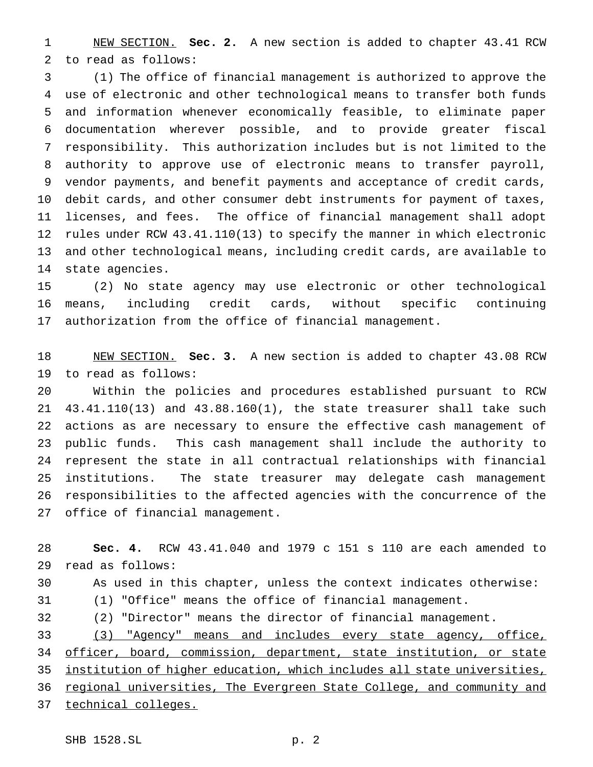NEW SECTION. **Sec. 2.** A new section is added to chapter 43.41 RCW to read as follows:

(1) The office of financial management is authorized to approve the use of electronic and other technological means to transfer both funds and information whenever economically feasible, to eliminate paper documentation wherever possible, and to provide greater fiscal responsibility. This authorization includes but is not limited to the authority to approve use of electronic means to transfer payroll, vendor payments, and benefit payments and acceptance of credit cards, debit cards, and other consumer debt instruments for payment of taxes, licenses, and fees. The office of financial management shall adopt rules under RCW 43.41.110(13) to specify the manner in which electronic and other technological means, including credit cards, are available to state agencies.

(2) No state agency may use electronic or other technological means, including credit cards, without specific continuing authorization from the office of financial management.

NEW SECTION. **Sec. 3.** A new section is added to chapter 43.08 RCW to read as follows:

Within the policies and procedures established pursuant to RCW 43.41.110(13) and 43.88.160(1), the state treasurer shall take such actions as are necessary to ensure the effective cash management of public funds. This cash management shall include the authority to represent the state in all contractual relationships with financial institutions. The state treasurer may delegate cash management responsibilities to the affected agencies with the concurrence of the office of financial management.

**Sec. 4.** RCW 43.41.040 and 1979 c 151 s 110 are each amended to read as follows:

As used in this chapter, unless the context indicates otherwise:

(1) "Office" means the office of financial management.

(2) "Director" means the director of financial management.

<u>(3) "Agency" means and includes every state agency, office, officer, board, commission, department, state institution, or state institution of higher education, which includes all state universities, regional universities, The Evergreen State College, and community and technical colleges.</u>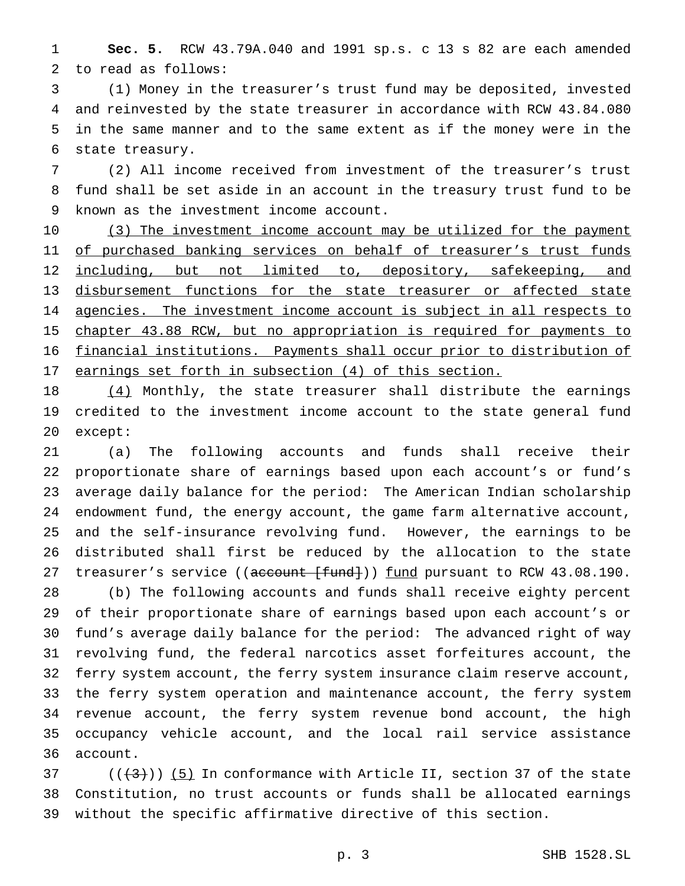**Sec. 5.** RCW 43.79A.040 and 1991 sp.s. c 13 s 82 are each amended to read as follows:

(1) Money in the treasurer's trust fund may be deposited, invested and reinvested by the state treasurer in accordance with RCW 43.84.080 in the same manner and to the same extent as if the money were in the state treasury.

(2) All income received from investment of the treasurer's trust fund shall be set aside in an account in the treasury trust fund to be known as the investment income account.

<u>(3) The investment income account may be utilized for the payment of purchased banking services on behalf of treasurer's trust funds including, but not limited to, depository, safekeeping, and disbursement functions for the state treasurer or affected state agencies. The investment income account is subject in all respects to chapter 43.88 RCW, but no appropriation is required for payments to financial institutions. Payments shall occur prior to distribution of earnings set forth in subsection (4) of this section.</u>

<u>(4)</u> Monthly, the state treasurer shall distribute the earnings credited to the investment income account to the state general fund except:

(a) The following accounts and funds shall receive their proportionate share of earnings based upon each account's or fund's average daily balance for the period: The American Indian scholarship endowment fund, the energy account, the game farm alternative account, and the self-insurance revolving fund. However, the earnings to be distributed shall first be reduced by the allocation to the state treasurer's service ((~~account [fund]~~)) <u>fund</u> pursuant to RCW 43.08.190.

(b) The following accounts and funds shall receive eighty percent of their proportionate share of earnings based upon each account's or fund's average daily balance for the period: The advanced right of way revolving fund, the federal narcotics asset forfeitures account, the ferry system account, the ferry system insurance claim reserve account, the ferry system operation and maintenance account, the ferry system revenue account, the ferry system revenue bond account, the high occupancy vehicle account, and the local rail service assistance account.

((~~(3)~~)) <u>(5)</u> In conformance with Article II, section 37 of the state Constitution, no trust accounts or funds shall be allocated earnings without the specific affirmative directive of this section.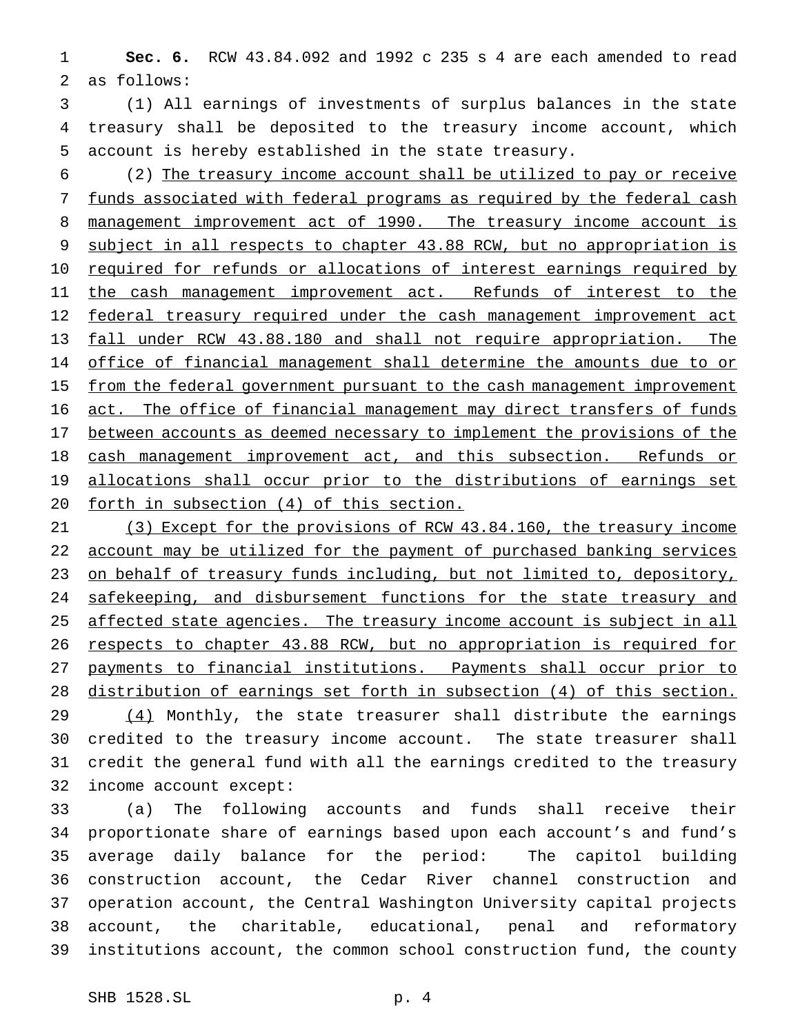**Sec. 6.** RCW 43.84.092 and 1992 c 235 s 4 are each amended to read as follows:

(1) All earnings of investments of surplus balances in the state treasury shall be deposited to the treasury income account, which account is hereby established in the state treasury.

(2) The treasury income account shall be utilized to pay or receive funds associated with federal programs as required by the federal cash management improvement act of 1990. The treasury income account is subject in all respects to chapter 43.88 RCW, but no appropriation is required for refunds or allocations of interest earnings required by the cash management improvement act. Refunds of interest to the federal treasury required under the cash management improvement act fall under RCW 43.88.180 and shall not require appropriation. The office of financial management shall determine the amounts due to or from the federal government pursuant to the cash management improvement act. The office of financial management may direct transfers of funds between accounts as deemed necessary to implement the provisions of the cash management improvement act, and this subsection. Refunds or allocations shall occur prior to the distributions of earnings set forth in subsection (4) of this section.

(3) Except for the provisions of RCW 43.84.160, the treasury income account may be utilized for the payment of purchased banking services on behalf of treasury funds including, but not limited to, depository, safekeeping, and disbursement functions for the state treasury and affected state agencies. The treasury income account is subject in all respects to chapter 43.88 RCW, but no appropriation is required for payments to financial institutions. Payments shall occur prior to distribution of earnings set forth in subsection (4) of this section.

(4) Monthly, the state treasurer shall distribute the earnings credited to the treasury income account. The state treasurer shall credit the general fund with all the earnings credited to the treasury income account except:

(a) The following accounts and funds shall receive their proportionate share of earnings based upon each account's and fund's average daily balance for the period: The capitol building construction account, the Cedar River channel construction and operation account, the Central Washington University capital projects account, the charitable, educational, penal and reformatory institutions account, the common school construction fund, the county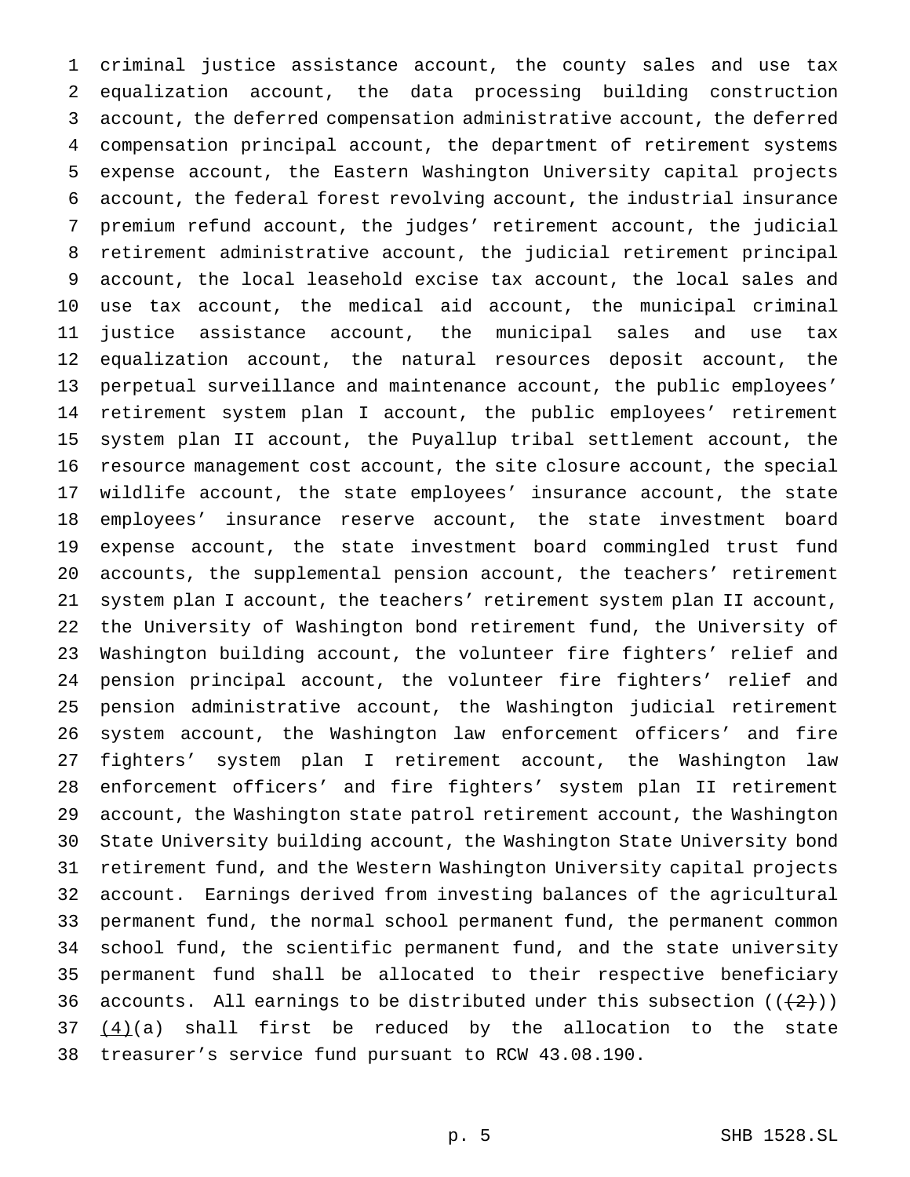criminal justice assistance account, the county sales and use tax equalization account, the data processing building construction account, the deferred compensation administrative account, the deferred compensation principal account, the department of retirement systems expense account, the Eastern Washington University capital projects account, the federal forest revolving account, the industrial insurance premium refund account, the judges' retirement account, the judicial retirement administrative account, the judicial retirement principal account, the local leasehold excise tax account, the local sales and use tax account, the medical aid account, the municipal criminal justice assistance account, the municipal sales and use tax equalization account, the natural resources deposit account, the perpetual surveillance and maintenance account, the public employees' retirement system plan I account, the public employees' retirement system plan II account, the Puyallup tribal settlement account, the resource management cost account, the site closure account, the special wildlife account, the state employees' insurance account, the state employees' insurance reserve account, the state investment board expense account, the state investment board commingled trust fund accounts, the supplemental pension account, the teachers' retirement system plan I account, the teachers' retirement system plan II account, the University of Washington bond retirement fund, the University of Washington building account, the volunteer fire fighters' relief and pension principal account, the volunteer fire fighters' relief and pension administrative account, the Washington judicial retirement system account, the Washington law enforcement officers' and fire fighters' system plan I retirement account, the Washington law enforcement officers' and fire fighters' system plan II retirement account, the Washington state patrol retirement account, the Washington State University building account, the Washington State University bond retirement fund, and the Western Washington University capital projects account. Earnings derived from investing balances of the agricultural permanent fund, the normal school permanent fund, the permanent common school fund, the scientific permanent fund, and the state university permanent fund shall be allocated to their respective beneficiary accounts. All earnings to be distributed under this subsection ((~~(2)~~)) <u>(4)</u>(a) shall first be reduced by the allocation to the state treasurer's service fund pursuant to RCW 43.08.190.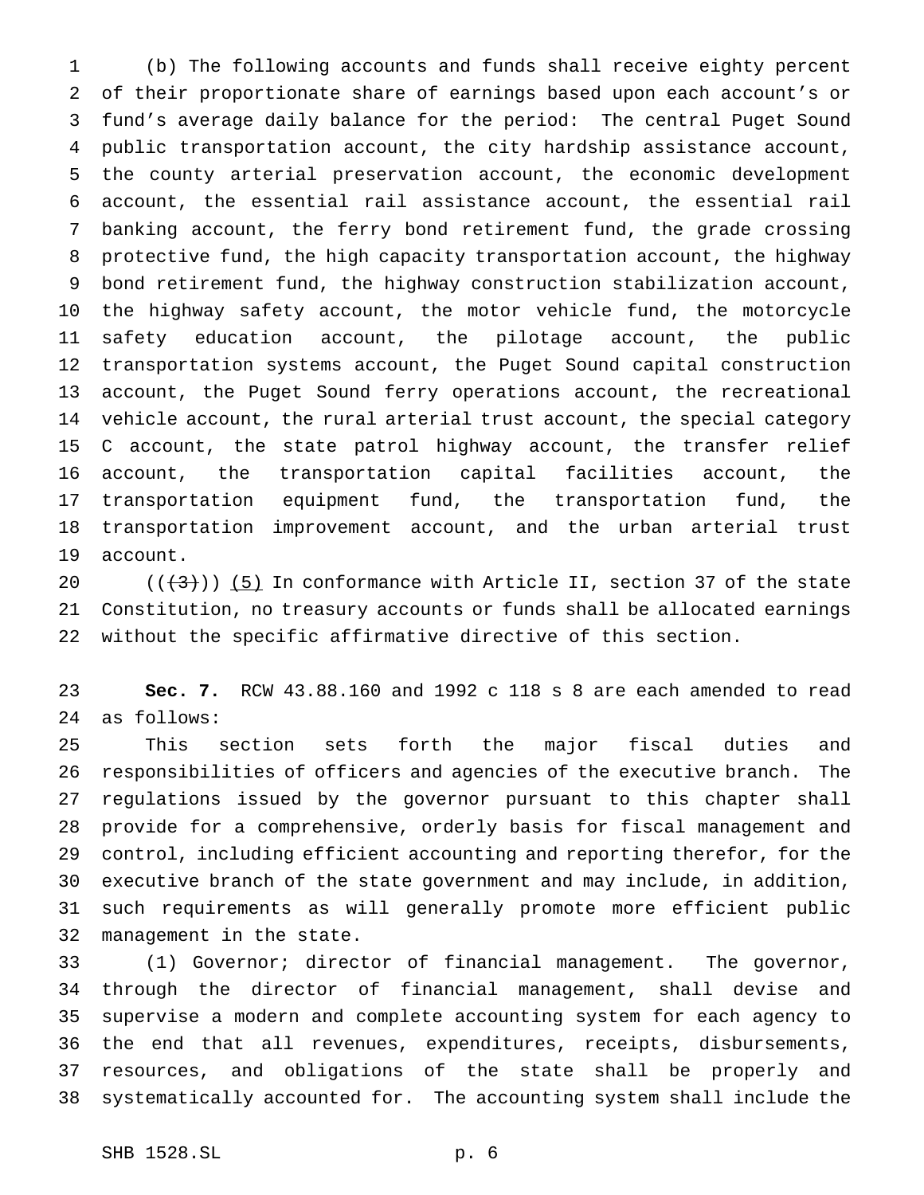(b) The following accounts and funds shall receive eighty percent of their proportionate share of earnings based upon each account's or fund's average daily balance for the period: The central Puget Sound public transportation account, the city hardship assistance account, the county arterial preservation account, the economic development account, the essential rail assistance account, the essential rail banking account, the ferry bond retirement fund, the grade crossing protective fund, the high capacity transportation account, the highway bond retirement fund, the highway construction stabilization account, the highway safety account, the motor vehicle fund, the motorcycle safety education account, the pilotage account, the public transportation systems account, the Puget Sound capital construction account, the Puget Sound ferry operations account, the recreational vehicle account, the rural arterial trust account, the special category C account, the state patrol highway account, the transfer relief account, the transportation capital facilities account, the transportation equipment fund, the transportation fund, the transportation improvement account, and the urban arterial trust account.

((~~(3)~~)) (5) In conformance with Article II, section 37 of the state Constitution, no treasury accounts or funds shall be allocated earnings without the specific affirmative directive of this section.

**Sec. 7.** RCW 43.88.160 and 1992 c 118 s 8 are each amended to read as follows:

This section sets forth the major fiscal duties and responsibilities of officers and agencies of the executive branch. The regulations issued by the governor pursuant to this chapter shall provide for a comprehensive, orderly basis for fiscal management and control, including efficient accounting and reporting therefor, for the executive branch of the state government and may include, in addition, such requirements as will generally promote more efficient public management in the state.

(1) Governor; director of financial management. The governor, through the director of financial management, shall devise and supervise a modern and complete accounting system for each agency to the end that all revenues, expenditures, receipts, disbursements, resources, and obligations of the state shall be properly and systematically accounted for. The accounting system shall include the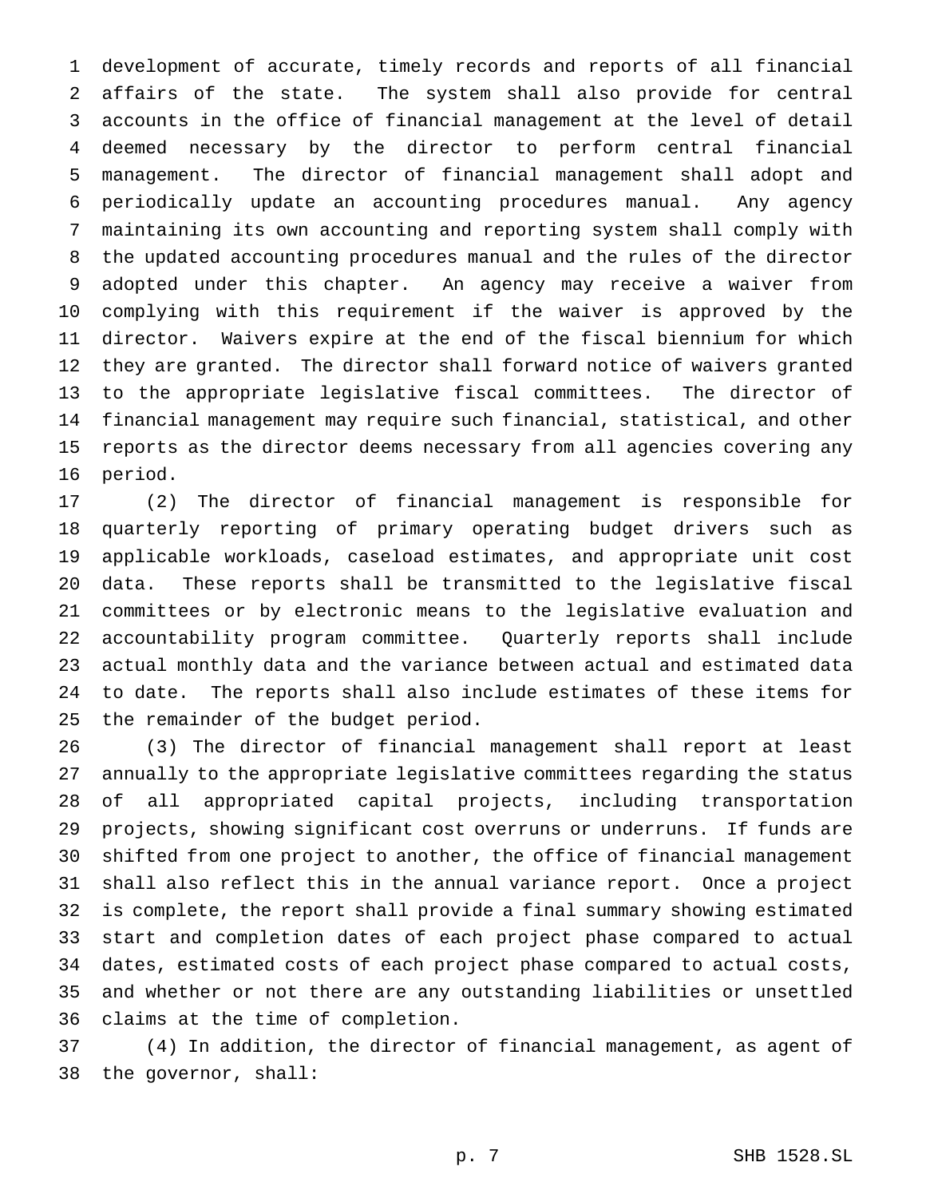development of accurate, timely records and reports of all financial affairs of the state. The system shall also provide for central accounts in the office of financial management at the level of detail deemed necessary by the director to perform central financial management. The director of financial management shall adopt and periodically update an accounting procedures manual. Any agency maintaining its own accounting and reporting system shall comply with the updated accounting procedures manual and the rules of the director adopted under this chapter. An agency may receive a waiver from complying with this requirement if the waiver is approved by the director. Waivers expire at the end of the fiscal biennium for which they are granted. The director shall forward notice of waivers granted to the appropriate legislative fiscal committees. The director of financial management may require such financial, statistical, and other reports as the director deems necessary from all agencies covering any period.

(2) The director of financial management is responsible for quarterly reporting of primary operating budget drivers such as applicable workloads, caseload estimates, and appropriate unit cost data. These reports shall be transmitted to the legislative fiscal committees or by electronic means to the legislative evaluation and accountability program committee. Quarterly reports shall include actual monthly data and the variance between actual and estimated data to date. The reports shall also include estimates of these items for the remainder of the budget period.

(3) The director of financial management shall report at least annually to the appropriate legislative committees regarding the status of all appropriated capital projects, including transportation projects, showing significant cost overruns or underruns. If funds are shifted from one project to another, the office of financial management shall also reflect this in the annual variance report. Once a project is complete, the report shall provide a final summary showing estimated start and completion dates of each project phase compared to actual dates, estimated costs of each project phase compared to actual costs, and whether or not there are any outstanding liabilities or unsettled claims at the time of completion.

(4) In addition, the director of financial management, as agent of the governor, shall: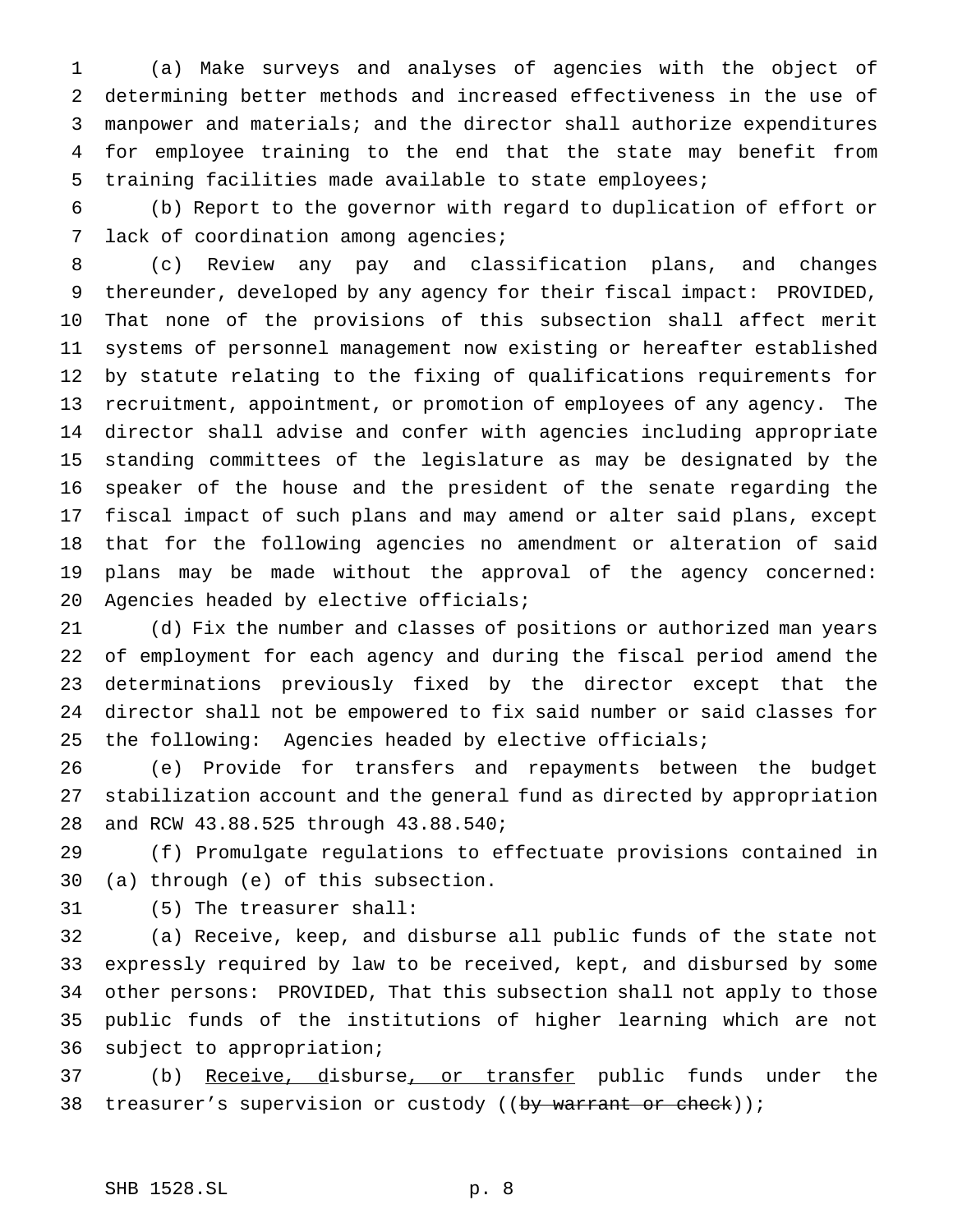(a) Make surveys and analyses of agencies with the object of determining better methods and increased effectiveness in the use of manpower and materials; and the director shall authorize expenditures for employee training to the end that the state may benefit from training facilities made available to state employees;

(b) Report to the governor with regard to duplication of effort or lack of coordination among agencies;

(c) Review any pay and classification plans, and changes thereunder, developed by any agency for their fiscal impact: PROVIDED, That none of the provisions of this subsection shall affect merit systems of personnel management now existing or hereafter established by statute relating to the fixing of qualifications requirements for recruitment, appointment, or promotion of employees of any agency. The director shall advise and confer with agencies including appropriate standing committees of the legislature as may be designated by the speaker of the house and the president of the senate regarding the fiscal impact of such plans and may amend or alter said plans, except that for the following agencies no amendment or alteration of said plans may be made without the approval of the agency concerned: Agencies headed by elective officials;

(d) Fix the number and classes of positions or authorized man years of employment for each agency and during the fiscal period amend the determinations previously fixed by the director except that the director shall not be empowered to fix said number or said classes for the following: Agencies headed by elective officials;

(e) Provide for transfers and repayments between the budget stabilization account and the general fund as directed by appropriation and RCW 43.88.525 through 43.88.540;

(f) Promulgate regulations to effectuate provisions contained in (a) through (e) of this subsection.

(5) The treasurer shall:

(a) Receive, keep, and disburse all public funds of the state not expressly required by law to be received, kept, and disbursed by some other persons: PROVIDED, That this subsection shall not apply to those public funds of the institutions of higher learning which are not subject to appropriation;

(b) <u>Receive, d</u>isburse<u>, or transfer</u> public funds under the treasurer's supervision or custody ((~~by warrant or check~~));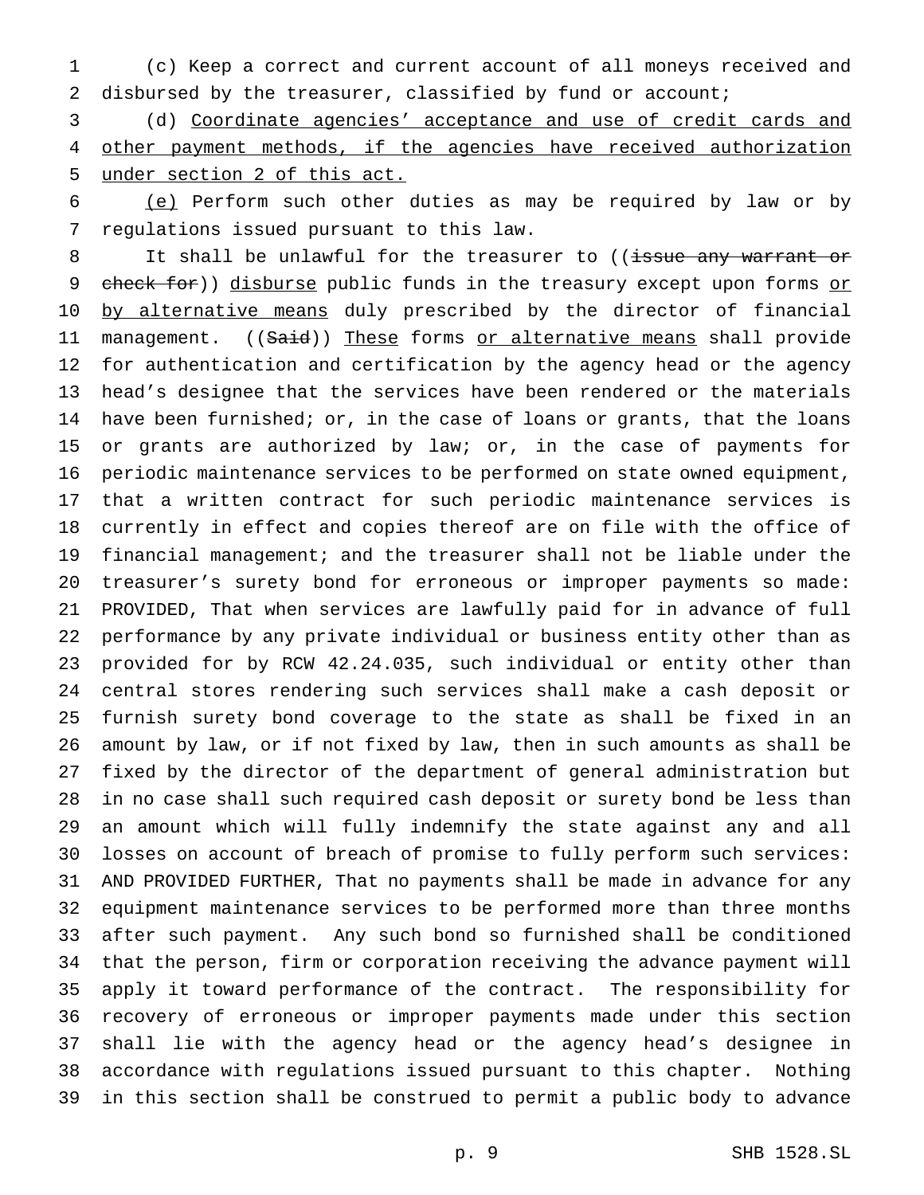(c) Keep a correct and current account of all moneys received and disbursed by the treasurer, classified by fund or account;

(d) Coordinate agencies' acceptance and use of credit cards and other payment methods, if the agencies have received authorization under section 2 of this act.

(e) Perform such other duties as may be required by law or by regulations issued pursuant to this law.

It shall be unlawful for the treasurer to ((~~issue any warrant or check for~~)) disburse public funds in the treasury except upon forms or by alternative means duly prescribed by the director of financial management. ((~~Said~~)) These forms or alternative means shall provide for authentication and certification by the agency head or the agency head's designee that the services have been rendered or the materials have been furnished; or, in the case of loans or grants, that the loans or grants are authorized by law; or, in the case of payments for periodic maintenance services to be performed on state owned equipment, that a written contract for such periodic maintenance services is currently in effect and copies thereof are on file with the office of financial management; and the treasurer shall not be liable under the treasurer's surety bond for erroneous or improper payments so made: PROVIDED, That when services are lawfully paid for in advance of full performance by any private individual or business entity other than as provided for by RCW 42.24.035, such individual or entity other than central stores rendering such services shall make a cash deposit or furnish surety bond coverage to the state as shall be fixed in an amount by law, or if not fixed by law, then in such amounts as shall be fixed by the director of the department of general administration but in no case shall such required cash deposit or surety bond be less than an amount which will fully indemnify the state against any and all losses on account of breach of promise to fully perform such services: AND PROVIDED FURTHER, That no payments shall be made in advance for any equipment maintenance services to be performed more than three months after such payment. Any such bond so furnished shall be conditioned that the person, firm or corporation receiving the advance payment will apply it toward performance of the contract. The responsibility for recovery of erroneous or improper payments made under this section shall lie with the agency head or the agency head's designee in accordance with regulations issued pursuant to this chapter. Nothing in this section shall be construed to permit a public body to advance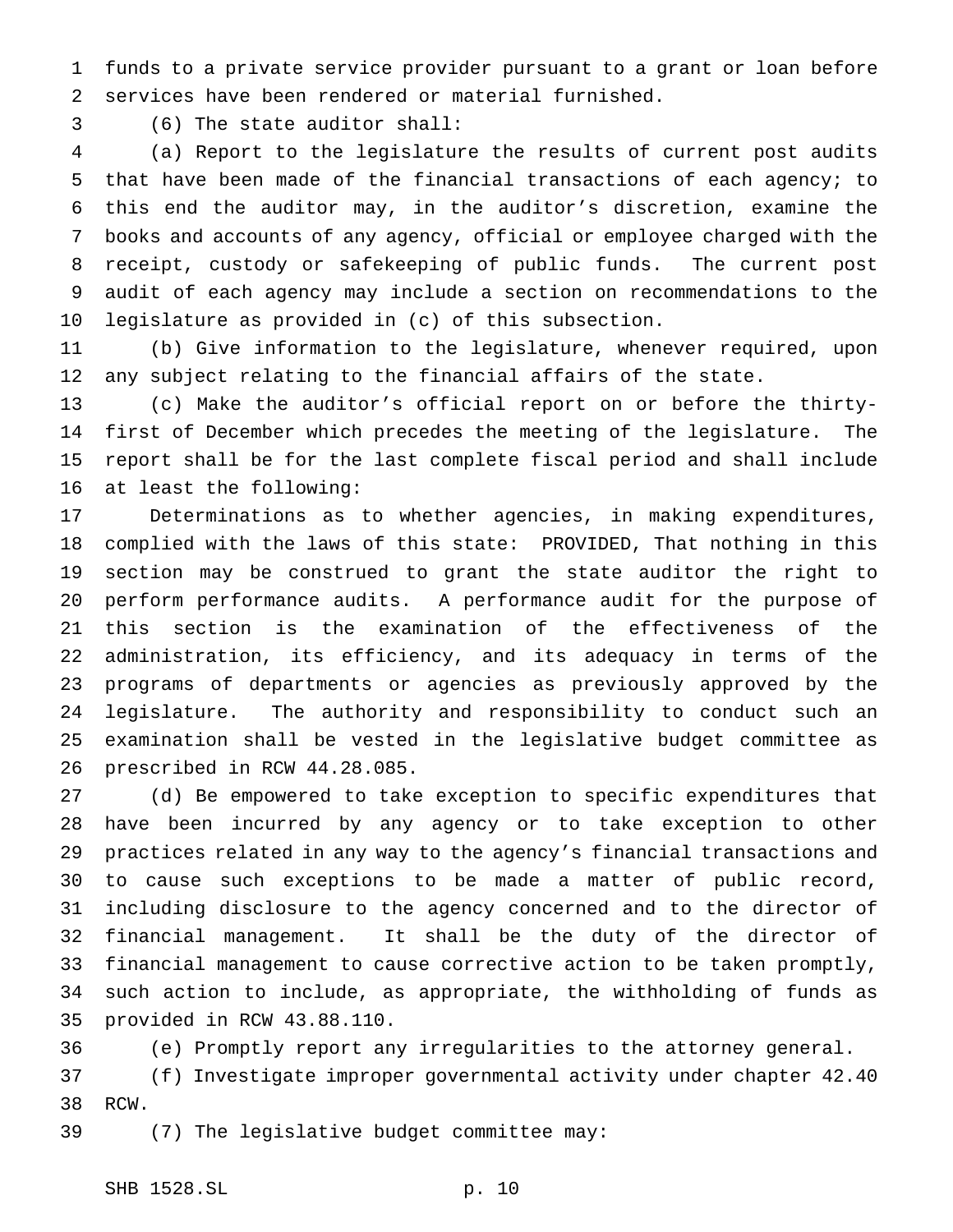funds to a private service provider pursuant to a grant or loan before services have been rendered or material furnished.

(6) The state auditor shall:

(a) Report to the legislature the results of current post audits that have been made of the financial transactions of each agency; to this end the auditor may, in the auditor's discretion, examine the books and accounts of any agency, official or employee charged with the receipt, custody or safekeeping of public funds. The current post audit of each agency may include a section on recommendations to the legislature as provided in (c) of this subsection.

(b) Give information to the legislature, whenever required, upon any subject relating to the financial affairs of the state.

(c) Make the auditor's official report on or before the thirty-first of December which precedes the meeting of the legislature. The report shall be for the last complete fiscal period and shall include at least the following:

Determinations as to whether agencies, in making expenditures, complied with the laws of this state: PROVIDED, That nothing in this section may be construed to grant the state auditor the right to perform performance audits. A performance audit for the purpose of this section is the examination of the effectiveness of the administration, its efficiency, and its adequacy in terms of the programs of departments or agencies as previously approved by the legislature. The authority and responsibility to conduct such an examination shall be vested in the legislative budget committee as prescribed in RCW 44.28.085.

(d) Be empowered to take exception to specific expenditures that have been incurred by any agency or to take exception to other practices related in any way to the agency's financial transactions and to cause such exceptions to be made a matter of public record, including disclosure to the agency concerned and to the director of financial management. It shall be the duty of the director of financial management to cause corrective action to be taken promptly, such action to include, as appropriate, the withholding of funds as provided in RCW 43.88.110.

(e) Promptly report any irregularities to the attorney general.

(f) Investigate improper governmental activity under chapter 42.40 RCW.

(7) The legislative budget committee may: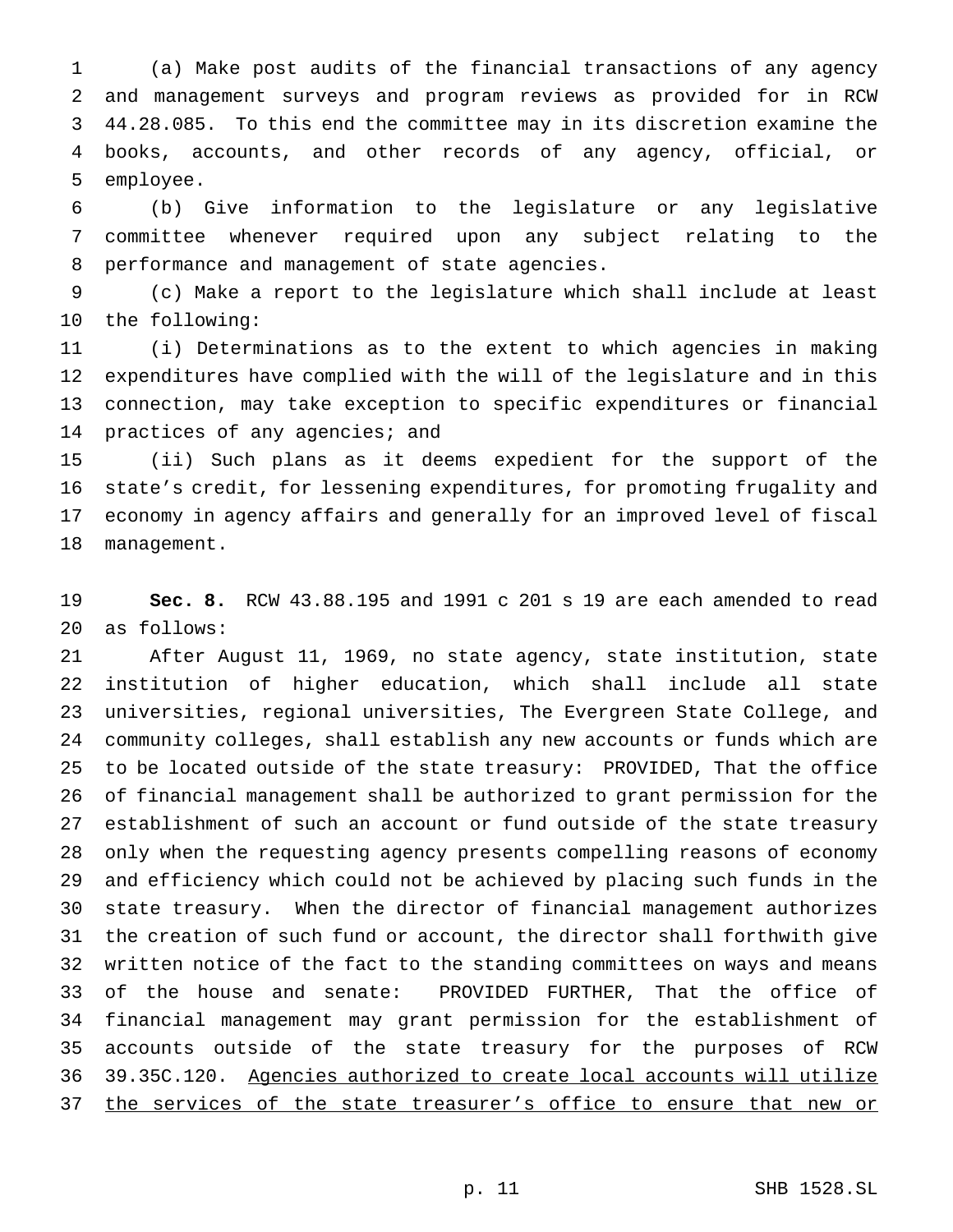(a) Make post audits of the financial transactions of any agency and management surveys and program reviews as provided for in RCW 44.28.085. To this end the committee may in its discretion examine the books, accounts, and other records of any agency, official, or employee.

(b) Give information to the legislature or any legislative committee whenever required upon any subject relating to the performance and management of state agencies.

(c) Make a report to the legislature which shall include at least the following:

(i) Determinations as to the extent to which agencies in making expenditures have complied with the will of the legislature and in this connection, may take exception to specific expenditures or financial practices of any agencies; and

(ii) Such plans as it deems expedient for the support of the state's credit, for lessening expenditures, for promoting frugality and economy in agency affairs and generally for an improved level of fiscal management.

**Sec. 8.** RCW 43.88.195 and 1991 c 201 s 19 are each amended to read as follows:

After August 11, 1969, no state agency, state institution, state institution of higher education, which shall include all state universities, regional universities, The Evergreen State College, and community colleges, shall establish any new accounts or funds which are to be located outside of the state treasury: PROVIDED, That the office of financial management shall be authorized to grant permission for the establishment of such an account or fund outside of the state treasury only when the requesting agency presents compelling reasons of economy and efficiency which could not be achieved by placing such funds in the state treasury. When the director of financial management authorizes the creation of such fund or account, the director shall forthwith give written notice of the fact to the standing committees on ways and means of the house and senate: PROVIDED FURTHER, That the office of financial management may grant permission for the establishment of accounts outside of the state treasury for the purposes of RCW 39.35C.120. <u>Agencies authorized to create local accounts will utilize the services of the state treasurer's office to ensure that new or</u>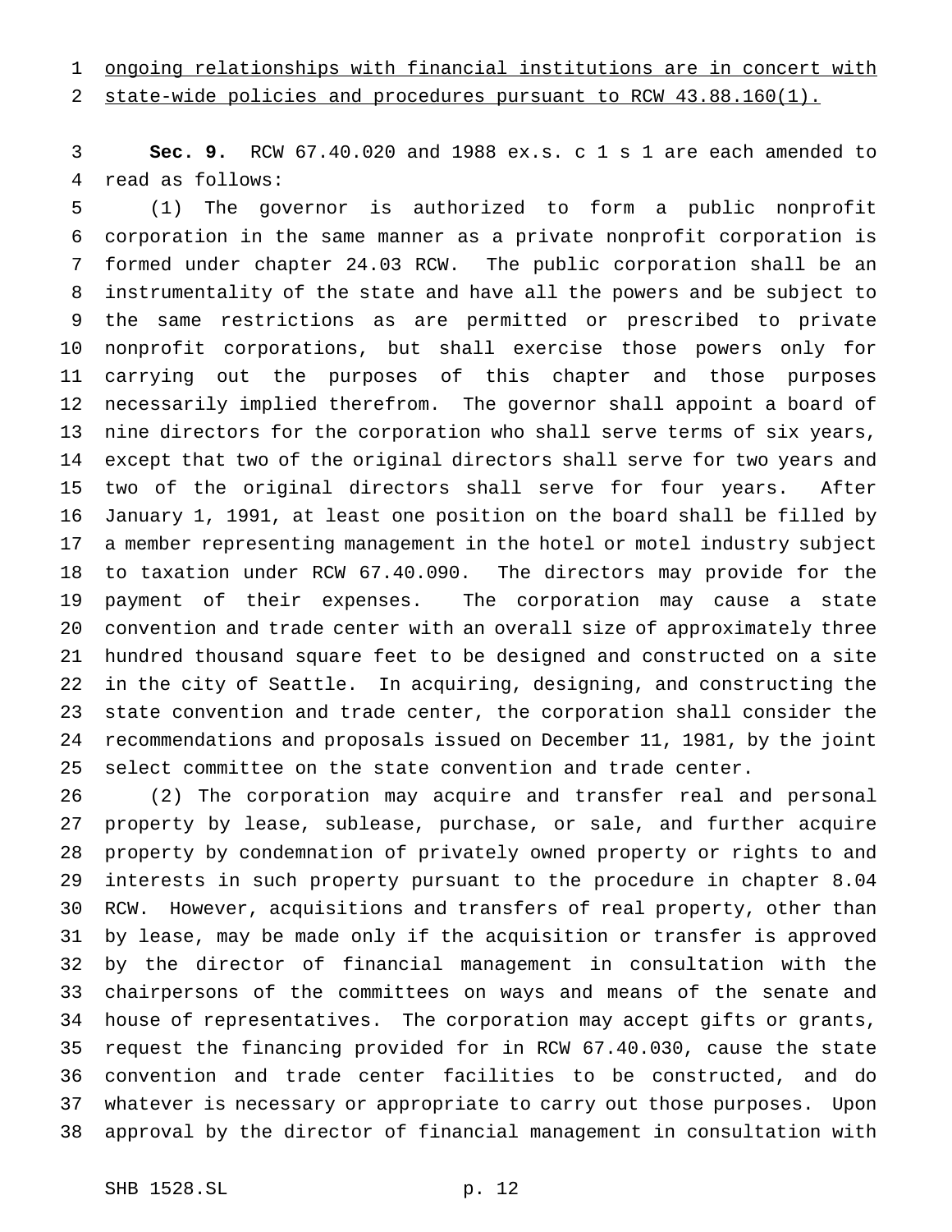ongoing relationships with financial institutions are in concert with state-wide policies and procedures pursuant to RCW 43.88.160(1).

**Sec. 9.** RCW 67.40.020 and 1988 ex.s. c 1 s 1 are each amended to read as follows:

(1) The governor is authorized to form a public nonprofit corporation in the same manner as a private nonprofit corporation is formed under chapter 24.03 RCW. The public corporation shall be an instrumentality of the state and have all the powers and be subject to the same restrictions as are permitted or prescribed to private nonprofit corporations, but shall exercise those powers only for carrying out the purposes of this chapter and those purposes necessarily implied therefrom. The governor shall appoint a board of nine directors for the corporation who shall serve terms of six years, except that two of the original directors shall serve for two years and two of the original directors shall serve for four years. After January 1, 1991, at least one position on the board shall be filled by a member representing management in the hotel or motel industry subject to taxation under RCW 67.40.090. The directors may provide for the payment of their expenses. The corporation may cause a state convention and trade center with an overall size of approximately three hundred thousand square feet to be designed and constructed on a site in the city of Seattle. In acquiring, designing, and constructing the state convention and trade center, the corporation shall consider the recommendations and proposals issued on December 11, 1981, by the joint select committee on the state convention and trade center.

(2) The corporation may acquire and transfer real and personal property by lease, sublease, purchase, or sale, and further acquire property by condemnation of privately owned property or rights to and interests in such property pursuant to the procedure in chapter 8.04 RCW. However, acquisitions and transfers of real property, other than by lease, may be made only if the acquisition or transfer is approved by the director of financial management in consultation with the chairpersons of the committees on ways and means of the senate and house of representatives. The corporation may accept gifts or grants, request the financing provided for in RCW 67.40.030, cause the state convention and trade center facilities to be constructed, and do whatever is necessary or appropriate to carry out those purposes. Upon approval by the director of financial management in consultation with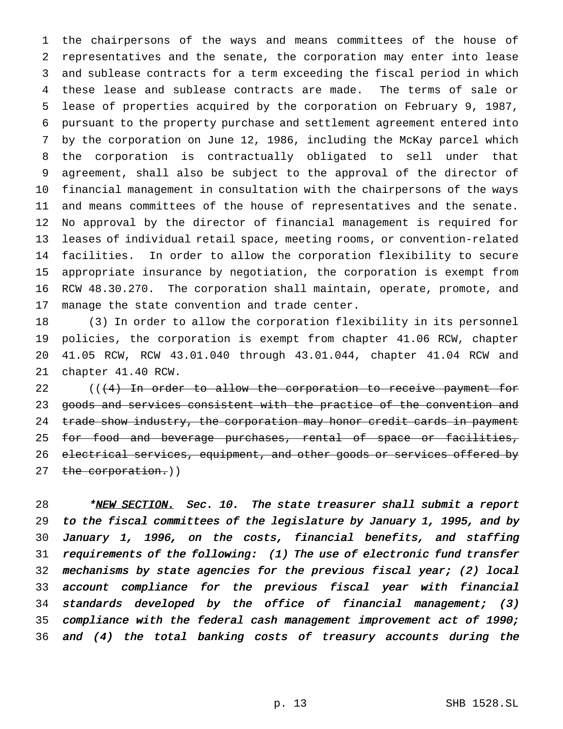the chairpersons of the ways and means committees of the house of representatives and the senate, the corporation may enter into lease and sublease contracts for a term exceeding the fiscal period in which these lease and sublease contracts are made. The terms of sale or lease of properties acquired by the corporation on February 9, 1987, pursuant to the property purchase and settlement agreement entered into by the corporation on June 12, 1986, including the McKay parcel which the corporation is contractually obligated to sell under that agreement, shall also be subject to the approval of the director of financial management in consultation with the chairpersons of the ways and means committees of the house of representatives and the senate. No approval by the director of financial management is required for leases of individual retail space, meeting rooms, or convention-related facilities. In order to allow the corporation flexibility to secure appropriate insurance by negotiation, the corporation is exempt from RCW 48.30.270. The corporation shall maintain, operate, promote, and manage the state convention and trade center.

(3) In order to allow the corporation flexibility in its personnel policies, the corporation is exempt from chapter 41.06 RCW, chapter 41.05 RCW, RCW 43.01.040 through 43.01.044, chapter 41.04 RCW and chapter 41.40 RCW.

((~~(4) In order to allow the corporation to receive payment for goods and services consistent with the practice of the convention and trade show industry, the corporation may honor credit cards in payment for food and beverage purchases, rental of space or facilities, electrical services, equipment, and other goods or services offered by the corporation.~~))

*\*NEW SECTION. Sec. 10. The state treasurer shall submit a report to the fiscal committees of the legislature by January 1, 1995, and by January 1, 1996, on the costs, financial benefits, and staffing requirements of the following: (1) The use of electronic fund transfer mechanisms by state agencies for the previous fiscal year; (2) local account compliance for the previous fiscal year with financial standards developed by the office of financial management; (3) compliance with the federal cash management improvement act of 1990; and (4) the total banking costs of treasury accounts during the*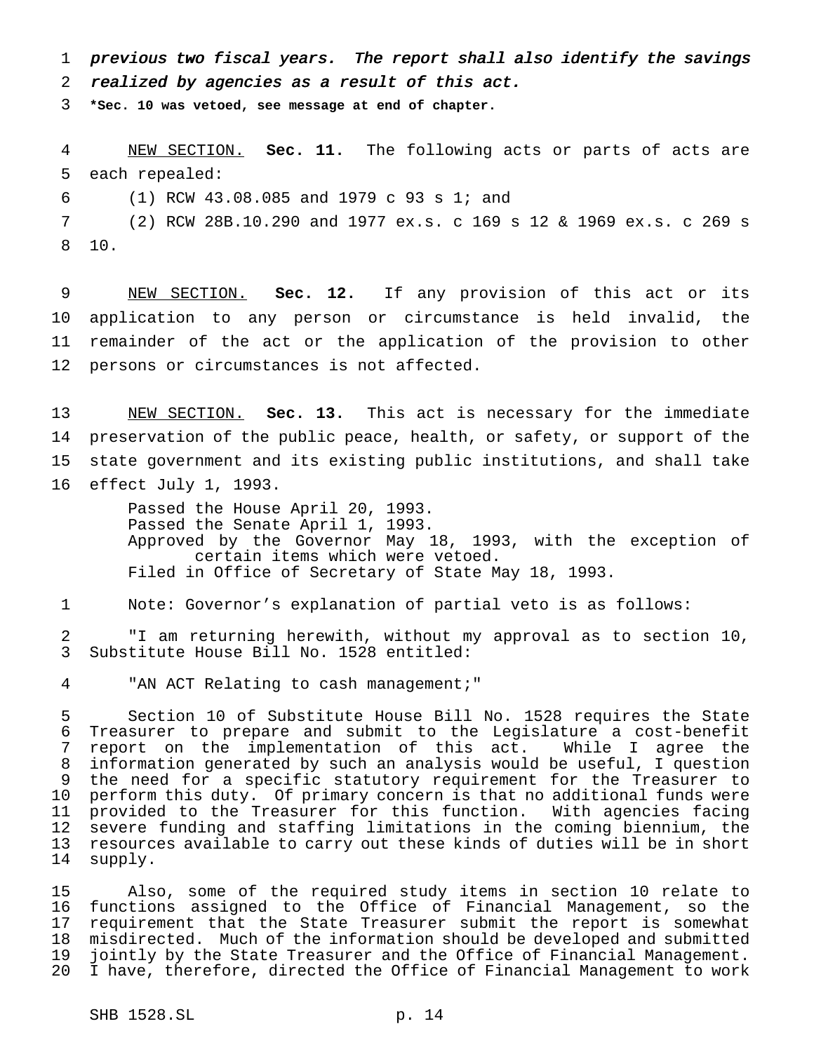*previous two fiscal years. The report shall also identify the savings realized by agencies as a result of this act.*

**\*Sec. 10 was vetoed, see message at end of chapter.**

NEW SECTION. **Sec. 11.** The following acts or parts of acts are each repealed:

(1) RCW 43.08.085 and 1979 c 93 s 1; and

(2) RCW 28B.10.290 and 1977 ex.s. c 169 s 12 & 1969 ex.s. c 269 s 10.

NEW SECTION. **Sec. 12.** If any provision of this act or its application to any person or circumstance is held invalid, the remainder of the act or the application of the provision to other persons or circumstances is not affected.

NEW SECTION. **Sec. 13.** This act is necessary for the immediate preservation of the public peace, health, or safety, or support of the state government and its existing public institutions, and shall take effect July 1, 1993.

Passed the House April 20, 1993.
Passed the Senate April 1, 1993.
Approved by the Governor May 18, 1993, with the exception of certain items which were vetoed.
Filed in Office of Secretary of State May 18, 1993.

Note: Governor's explanation of partial veto is as follows:

"I am returning herewith, without my approval as to section 10, Substitute House Bill No. 1528 entitled:

"AN ACT Relating to cash management;"

Section 10 of Substitute House Bill No. 1528 requires the State Treasurer to prepare and submit to the Legislature a cost-benefit report on the implementation of this act. While I agree the information generated by such an analysis would be useful, I question the need for a specific statutory requirement for the Treasurer to perform this duty. Of primary concern is that no additional funds were provided to the Treasurer for this function. With agencies facing severe funding and staffing limitations in the coming biennium, the resources available to carry out these kinds of duties will be in short supply.

Also, some of the required study items in section 10 relate to functions assigned to the Office of Financial Management, so the requirement that the State Treasurer submit the report is somewhat misdirected. Much of the information should be developed and submitted jointly by the State Treasurer and the Office of Financial Management. I have, therefore, directed the Office of Financial Management to work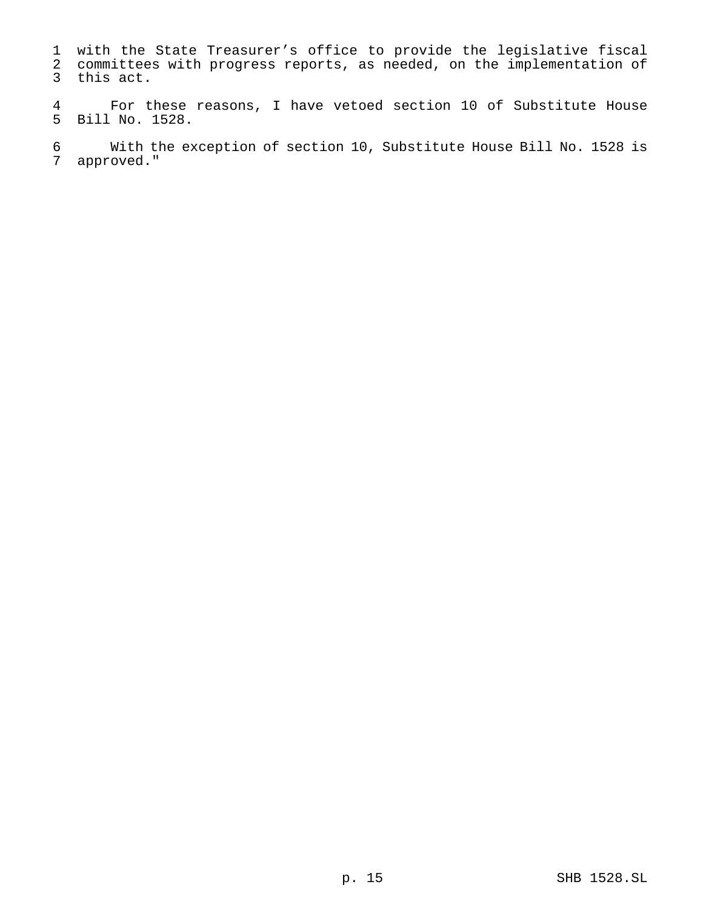with the State Treasurer's office to provide the legislative fiscal committees with progress reports, as needed, on the implementation of this act.

For these reasons, I have vetoed section 10 of Substitute House Bill No. 1528.

With the exception of section 10, Substitute House Bill No. 1528 is approved."